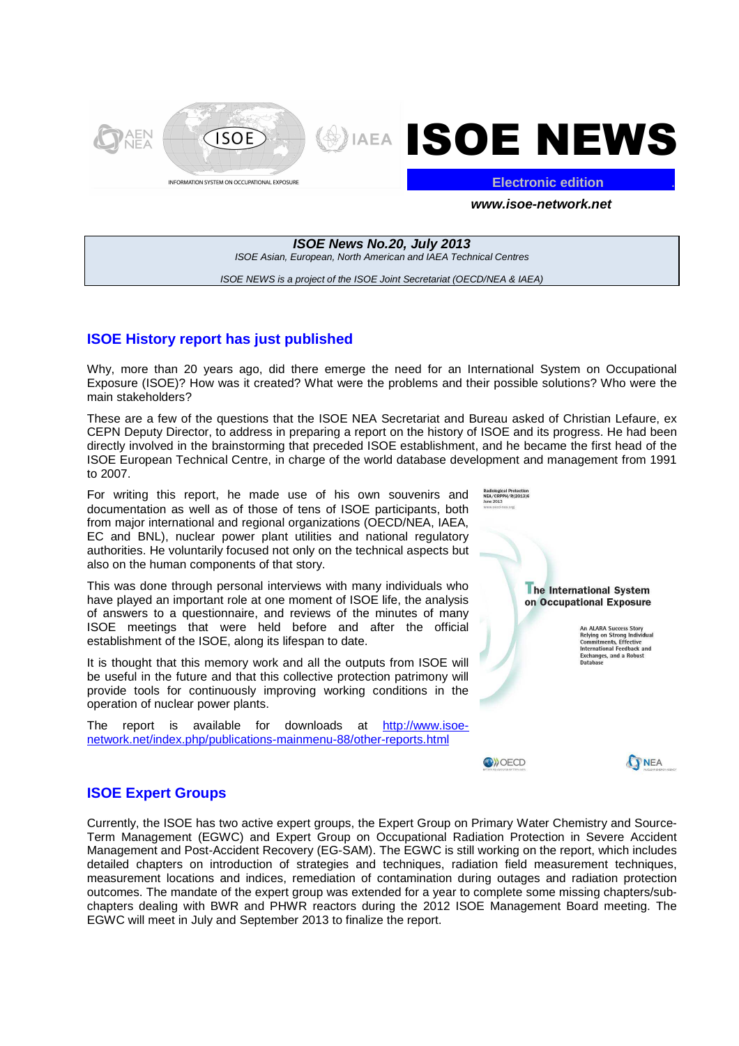# ISOE NEWS

**Electronic edition**

***www.isoe-network.net***

***ISOE News No.20, July 2013***

*ISOE Asian, European, North American and IAEA Technical Centres*

*ISOE NEWS is a project of the ISOE Joint Secretariat (OECD/NEA & IAEA)*

## ISOE History report has just published

Why, more than 20 years ago, did there emerge the need for an International System on Occupational Exposure (ISOE)? How was it created? What were the problems and their possible solutions? Who were the main stakeholders?

These are a few of the questions that the ISOE NEA Secretariat and Bureau asked of Christian Lefaure, ex CEPN Deputy Director, to address in preparing a report on the history of ISOE and its progress. He had been directly involved in the brainstorming that preceded ISOE establishment, and he became the first head of the ISOE European Technical Centre, in charge of the world database development and management from 1991 to 2007.

For writing this report, he made use of his own souvenirs and documentation as well as of those of tens of ISOE participants, both from major international and regional organizations (OECD/NEA, IAEA, EC and BNL), nuclear power plant utilities and national regulatory authorities. He voluntarily focused not only on the technical aspects but also on the human components of that story.

This was done through personal interviews with many individuals who have played an important role at one moment of ISOE life, the analysis of answers to a questionnaire, and reviews of the minutes of many ISOE meetings that were held before and after the official establishment of the ISOE, along its lifespan to date.

It is thought that this memory work and all the outputs from ISOE will be useful in the future and that this collective protection patrimony will provide tools for continuously improving working conditions in the operation of nuclear power plants.

The report is available for downloads at http://www.isoe-network.net/index.php/publications-mainmenu-88/other-reports.html

## ISOE Expert Groups

Currently, the ISOE has two active expert groups, the Expert Group on Primary Water Chemistry and Source-Term Management (EGWC) and Expert Group on Occupational Radiation Protection in Severe Accident Management and Post-Accident Recovery (EG-SAM). The EGWC is still working on the report, which includes detailed chapters on introduction of strategies and techniques, radiation field measurement techniques, measurement locations and indices, remediation of contamination during outages and radiation protection outcomes. The mandate of the expert group was extended for a year to complete some missing chapters/sub-chapters dealing with BWR and PHWR reactors during the 2012 ISOE Management Board meeting. The EGWC will meet in July and September 2013 to finalize the report.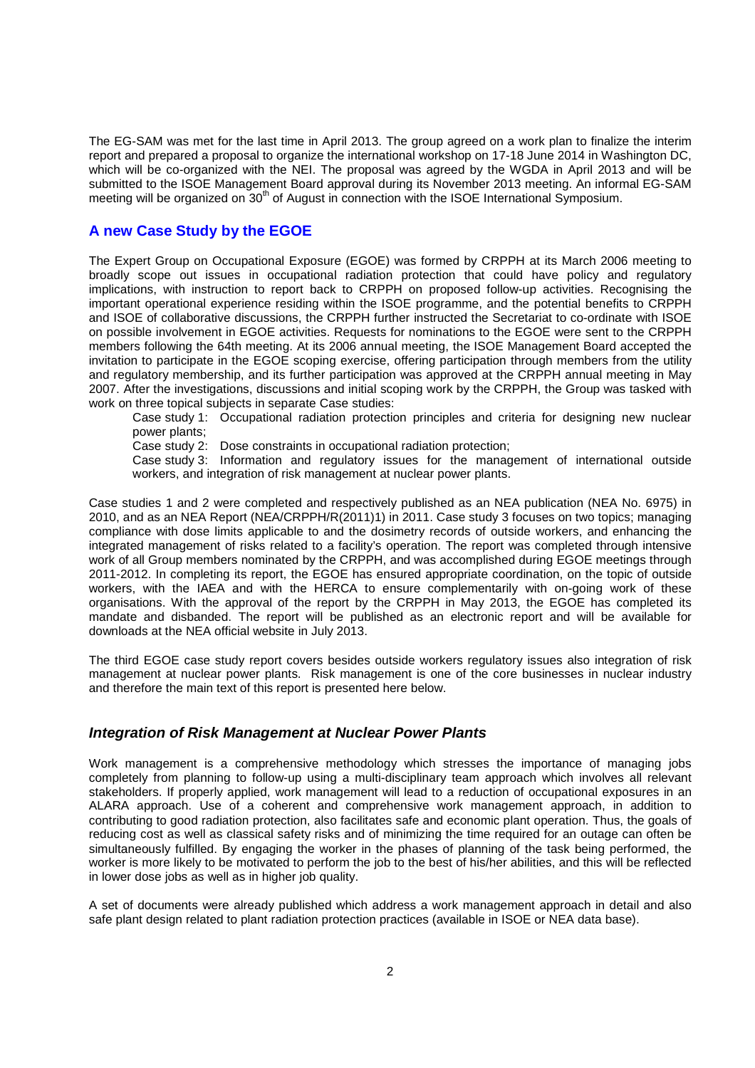The EG-SAM was met for the last time in April 2013. The group agreed on a work plan to finalize the interim report and prepared a proposal to organize the international workshop on 17-18 June 2014 in Washington DC, which will be co-organized with the NEI. The proposal was agreed by the WGDA in April 2013 and will be submitted to the ISOE Management Board approval during its November 2013 meeting. An informal EG-SAM meeting will be organized on 30th of August in connection with the ISOE International Symposium.

## A new Case Study by the EGOE

The Expert Group on Occupational Exposure (EGOE) was formed by CRPPH at its March 2006 meeting to broadly scope out issues in occupational radiation protection that could have policy and regulatory implications, with instruction to report back to CRPPH on proposed follow-up activities. Recognising the important operational experience residing within the ISOE programme, and the potential benefits to CRPPH and ISOE of collaborative discussions, the CRPPH further instructed the Secretariat to co-ordinate with ISOE on possible involvement in EGOE activities. Requests for nominations to the EGOE were sent to the CRPPH members following the 64th meeting. At its 2006 annual meeting, the ISOE Management Board accepted the invitation to participate in the EGOE scoping exercise, offering participation through members from the utility and regulatory membership, and its further participation was approved at the CRPPH annual meeting in May 2007. After the investigations, discussions and initial scoping work by the CRPPH, the Group was tasked with work on three topical subjects in separate Case studies:

- Case study 1: Occupational radiation protection principles and criteria for designing new nuclear power plants;
- Case study 2: Dose constraints in occupational radiation protection;
- Case study 3: Information and regulatory issues for the management of international outside workers, and integration of risk management at nuclear power plants.

Case studies 1 and 2 were completed and respectively published as an NEA publication (NEA No. 6975) in 2010, and as an NEA Report (NEA/CRPPH/R(2011)1) in 2011. Case study 3 focuses on two topics; managing compliance with dose limits applicable to and the dosimetry records of outside workers, and enhancing the integrated management of risks related to a facility's operation. The report was completed through intensive work of all Group members nominated by the CRPPH, and was accomplished during EGOE meetings through 2011-2012. In completing its report, the EGOE has ensured appropriate coordination, on the topic of outside workers, with the IAEA and with the HERCA to ensure complementarily with on-going work of these organisations. With the approval of the report by the CRPPH in May 2013, the EGOE has completed its mandate and disbanded. The report will be published as an electronic report and will be available for downloads at the NEA official website in July 2013.

The third EGOE case study report covers besides outside workers regulatory issues also integration of risk management at nuclear power plants. Risk management is one of the core businesses in nuclear industry and therefore the main text of this report is presented here below.

### *Integration of Risk Management at Nuclear Power Plants*

Work management is a comprehensive methodology which stresses the importance of managing jobs completely from planning to follow-up using a multi-disciplinary team approach which involves all relevant stakeholders. If properly applied, work management will lead to a reduction of occupational exposures in an ALARA approach. Use of a coherent and comprehensive work management approach, in addition to contributing to good radiation protection, also facilitates safe and economic plant operation. Thus, the goals of reducing cost as well as classical safety risks and of minimizing the time required for an outage can often be simultaneously fulfilled. By engaging the worker in the phases of planning of the task being performed, the worker is more likely to be motivated to perform the job to the best of his/her abilities, and this will be reflected in lower dose jobs as well as in higher job quality.

A set of documents were already published which address a work management approach in detail and also safe plant design related to plant radiation protection practices (available in ISOE or NEA data base).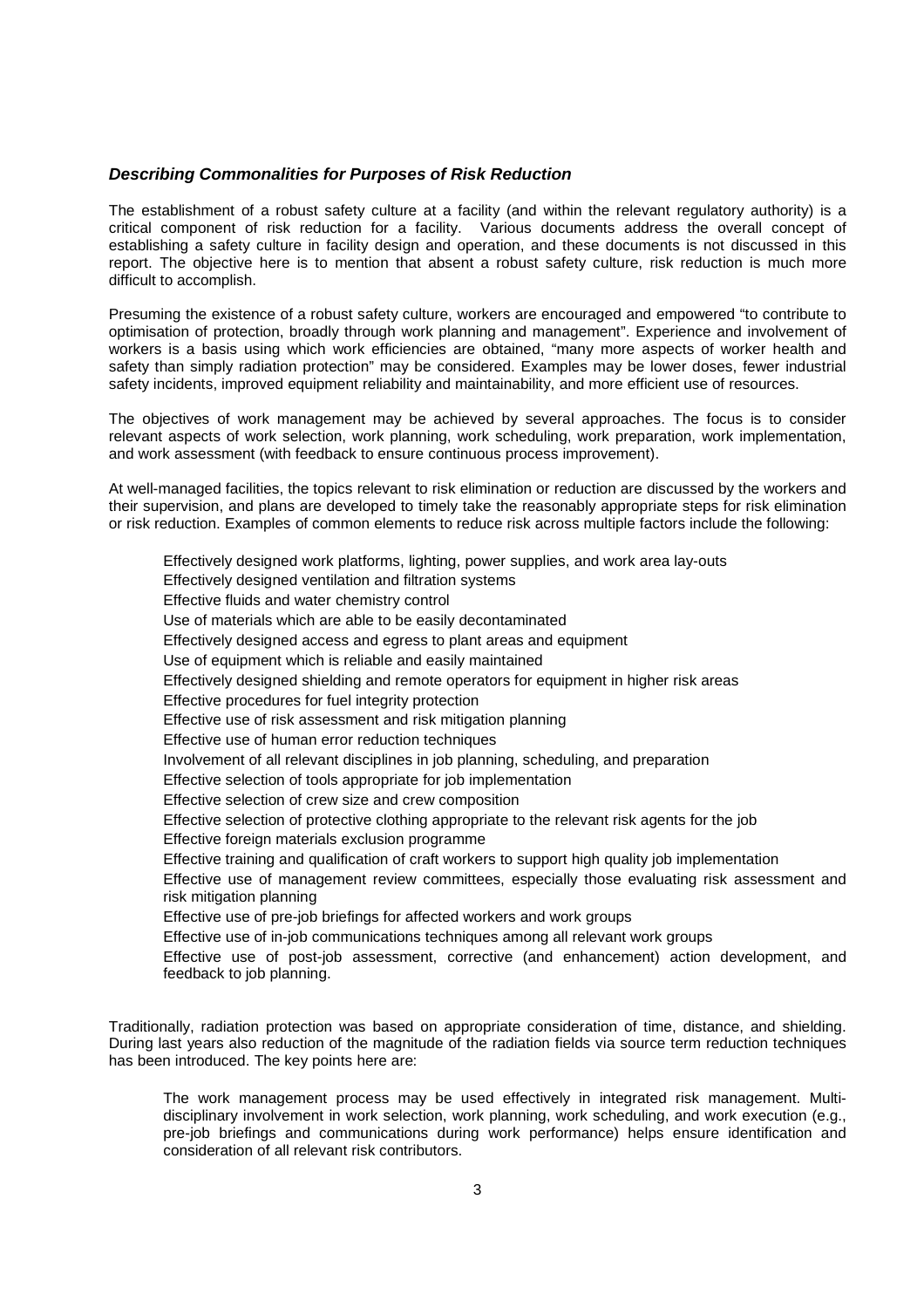### ***Describing Commonalities for Purposes of Risk Reduction***

The establishment of a robust safety culture at a facility (and within the relevant regulatory authority) is a critical component of risk reduction for a facility. Various documents address the overall concept of establishing a safety culture in facility design and operation, and these documents is not discussed in this report. The objective here is to mention that absent a robust safety culture, risk reduction is much more difficult to accomplish.

Presuming the existence of a robust safety culture, workers are encouraged and empowered "to contribute to optimisation of protection, broadly through work planning and management". Experience and involvement of workers is a basis using which work efficiencies are obtained, "many more aspects of worker health and safety than simply radiation protection" may be considered. Examples may be lower doses, fewer industrial safety incidents, improved equipment reliability and maintainability, and more efficient use of resources.

The objectives of work management may be achieved by several approaches. The focus is to consider relevant aspects of work selection, work planning, work scheduling, work preparation, work implementation, and work assessment (with feedback to ensure continuous process improvement).

At well-managed facilities, the topics relevant to risk elimination or reduction are discussed by the workers and their supervision, and plans are developed to timely take the reasonably appropriate steps for risk elimination or risk reduction. Examples of common elements to reduce risk across multiple factors include the following:

- Effectively designed work platforms, lighting, power supplies, and work area lay-outs
- Effectively designed ventilation and filtration systems
- Effective fluids and water chemistry control
- Use of materials which are able to be easily decontaminated
- Effectively designed access and egress to plant areas and equipment
- Use of equipment which is reliable and easily maintained
- Effectively designed shielding and remote operators for equipment in higher risk areas
- Effective procedures for fuel integrity protection
- Effective use of risk assessment and risk mitigation planning
- Effective use of human error reduction techniques
- Involvement of all relevant disciplines in job planning, scheduling, and preparation
- Effective selection of tools appropriate for job implementation
- Effective selection of crew size and crew composition
- Effective selection of protective clothing appropriate to the relevant risk agents for the job
- Effective foreign materials exclusion programme
- Effective training and qualification of craft workers to support high quality job implementation
- Effective use of management review committees, especially those evaluating risk assessment and risk mitigation planning
- Effective use of pre-job briefings for affected workers and work groups
- Effective use of in-job communications techniques among all relevant work groups
- Effective use of post-job assessment, corrective (and enhancement) action development, and feedback to job planning.

Traditionally, radiation protection was based on appropriate consideration of time, distance, and shielding. During last years also reduction of the magnitude of the radiation fields via source term reduction techniques has been introduced. The key points here are:

- The work management process may be used effectively in integrated risk management. Multi-disciplinary involvement in work selection, work planning, work scheduling, and work execution (e.g., pre-job briefings and communications during work performance) helps ensure identification and consideration of all relevant risk contributors.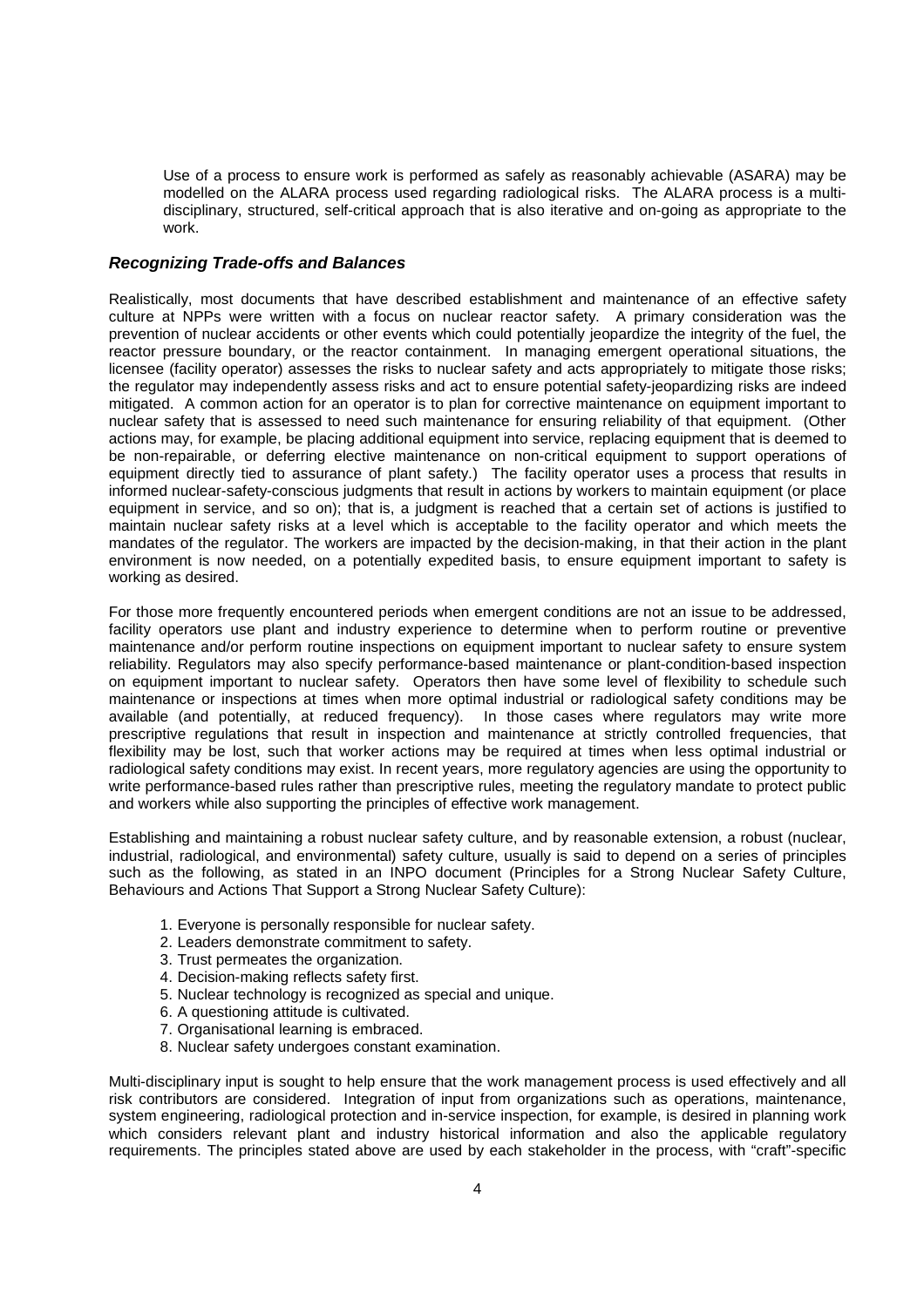Use of a process to ensure work is performed as safely as reasonably achievable (ASARA) may be modelled on the ALARA process used regarding radiological risks. The ALARA process is a multi-disciplinary, structured, self-critical approach that is also iterative and on-going as appropriate to the work.

### *Recognizing Trade-offs and Balances*

Realistically, most documents that have described establishment and maintenance of an effective safety culture at NPPs were written with a focus on nuclear reactor safety. A primary consideration was the prevention of nuclear accidents or other events which could potentially jeopardize the integrity of the fuel, the reactor pressure boundary, or the reactor containment. In managing emergent operational situations, the licensee (facility operator) assesses the risks to nuclear safety and acts appropriately to mitigate those risks; the regulator may independently assess risks and act to ensure potential safety-jeopardizing risks are indeed mitigated. A common action for an operator is to plan for corrective maintenance on equipment important to nuclear safety that is assessed to need such maintenance for ensuring reliability of that equipment. (Other actions may, for example, be placing additional equipment into service, replacing equipment that is deemed to be non-repairable, or deferring elective maintenance on non-critical equipment to support operations of equipment directly tied to assurance of plant safety.) The facility operator uses a process that results in informed nuclear-safety-conscious judgments that result in actions by workers to maintain equipment (or place equipment in service, and so on); that is, a judgment is reached that a certain set of actions is justified to maintain nuclear safety risks at a level which is acceptable to the facility operator and which meets the mandates of the regulator. The workers are impacted by the decision-making, in that their action in the plant environment is now needed, on a potentially expedited basis, to ensure equipment important to safety is working as desired.

For those more frequently encountered periods when emergent conditions are not an issue to be addressed, facility operators use plant and industry experience to determine when to perform routine or preventive maintenance and/or perform routine inspections on equipment important to nuclear safety to ensure system reliability. Regulators may also specify performance-based maintenance or plant-condition-based inspection on equipment important to nuclear safety. Operators then have some level of flexibility to schedule such maintenance or inspections at times when more optimal industrial or radiological safety conditions may be available (and potentially, at reduced frequency). In those cases where regulators may write more prescriptive regulations that result in inspection and maintenance at strictly controlled frequencies, that flexibility may be lost, such that worker actions may be required at times when less optimal industrial or radiological safety conditions may exist. In recent years, more regulatory agencies are using the opportunity to write performance-based rules rather than prescriptive rules, meeting the regulatory mandate to protect public and workers while also supporting the principles of effective work management.

Establishing and maintaining a robust nuclear safety culture, and by reasonable extension, a robust (nuclear, industrial, radiological, and environmental) safety culture, usually is said to depend on a series of principles such as the following, as stated in an INPO document (Principles for a Strong Nuclear Safety Culture, Behaviours and Actions That Support a Strong Nuclear Safety Culture):

1. Everyone is personally responsible for nuclear safety.
2. Leaders demonstrate commitment to safety.
3. Trust permeates the organization.
4. Decision-making reflects safety first.
5. Nuclear technology is recognized as special and unique.
6. A questioning attitude is cultivated.
7. Organisational learning is embraced.
8. Nuclear safety undergoes constant examination.

Multi-disciplinary input is sought to help ensure that the work management process is used effectively and all risk contributors are considered. Integration of input from organizations such as operations, maintenance, system engineering, radiological protection and in-service inspection, for example, is desired in planning work which considers relevant plant and industry historical information and also the applicable regulatory requirements. The principles stated above are used by each stakeholder in the process, with "craft"-specific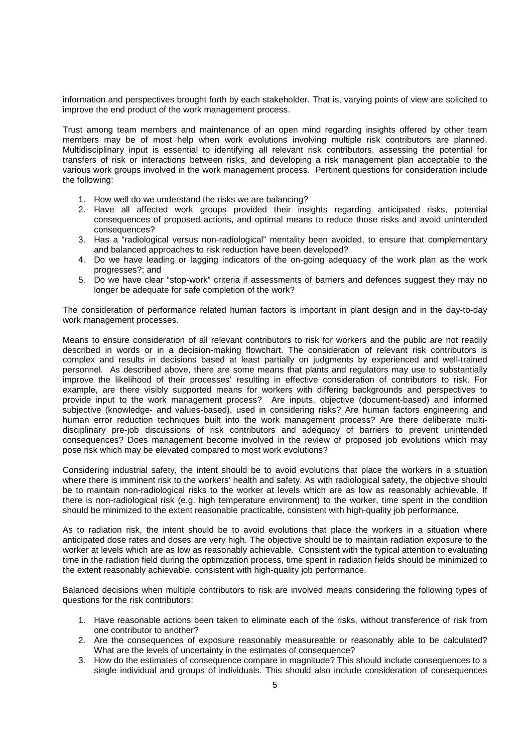information and perspectives brought forth by each stakeholder. That is, varying points of view are solicited to improve the end product of the work management process.

Trust among team members and maintenance of an open mind regarding insights offered by other team members may be of most help when work evolutions involving multiple risk contributors are planned. Multidisciplinary input is essential to identifying all relevant risk contributors, assessing the potential for transfers of risk or interactions between risks, and developing a risk management plan acceptable to the various work groups involved in the work management process. Pertinent questions for consideration include the following:

1. How well do we understand the risks we are balancing?
2. Have all affected work groups provided their insights regarding anticipated risks, potential consequences of proposed actions, and optimal means to reduce those risks and avoid unintended consequences?
3. Has a "radiological versus non-radiological" mentality been avoided, to ensure that complementary and balanced approaches to risk reduction have been developed?
4. Do we have leading or lagging indicators of the on-going adequacy of the work plan as the work progresses?; and
5. Do we have clear "stop-work" criteria if assessments of barriers and defences suggest they may no longer be adequate for safe completion of the work?

The consideration of performance related human factors is important in plant design and in the day-to-day work management processes.

Means to ensure consideration of all relevant contributors to risk for workers and the public are not readily described in words or in a decision-making flowchart. The consideration of relevant risk contributors is complex and results in decisions based at least partially on judgments by experienced and well-trained personnel. As described above, there are some means that plants and regulators may use to substantially improve the likelihood of their processes' resulting in effective consideration of contributors to risk. For example, are there visibly supported means for workers with differing backgrounds and perspectives to provide input to the work management process? Are inputs, objective (document-based) and informed subjective (knowledge- and values-based), used in considering risks? Are human factors engineering and human error reduction techniques built into the work management process? Are there deliberate multi-disciplinary pre-job discussions of risk contributors and adequacy of barriers to prevent unintended consequences? Does management become involved in the review of proposed job evolutions which may pose risk which may be elevated compared to most work evolutions?

Considering industrial safety, the intent should be to avoid evolutions that place the workers in a situation where there is imminent risk to the workers' health and safety. As with radiological safety, the objective should be to maintain non-radiological risks to the worker at levels which are as low as reasonably achievable. If there is non-radiological risk (e.g. high temperature environment) to the worker, time spent in the condition should be minimized to the extent reasonable practicable, consistent with high-quality job performance.

As to radiation risk, the intent should be to avoid evolutions that place the workers in a situation where anticipated dose rates and doses are very high. The objective should be to maintain radiation exposure to the worker at levels which are as low as reasonably achievable. Consistent with the typical attention to evaluating time in the radiation field during the optimization process, time spent in radiation fields should be minimized to the extent reasonably achievable, consistent with high-quality job performance.

Balanced decisions when multiple contributors to risk are involved means considering the following types of questions for the risk contributors:

1. Have reasonable actions been taken to eliminate each of the risks, without transference of risk from one contributor to another?
2. Are the consequences of exposure reasonably measureable or reasonably able to be calculated? What are the levels of uncertainty in the estimates of consequence?
3. How do the estimates of consequence compare in magnitude? This should include consequences to a single individual and groups of individuals. This should also include consideration of consequences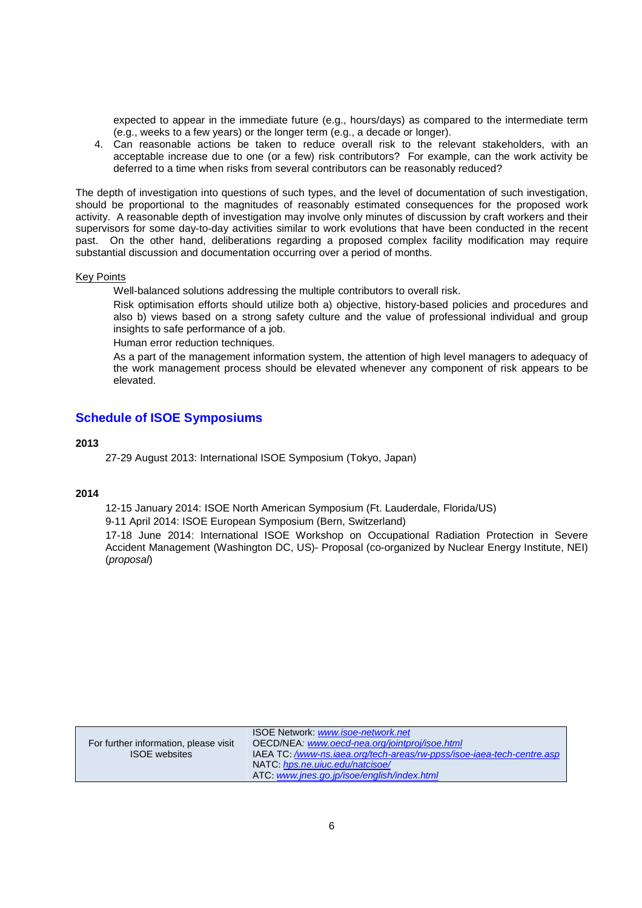expected to appear in the immediate future (e.g., hours/days) as compared to the intermediate term (e.g., weeks to a few years) or the longer term (e.g., a decade or longer).

4. Can reasonable actions be taken to reduce overall risk to the relevant stakeholders, with an acceptable increase due to one (or a few) risk contributors? For example, can the work activity be deferred to a time when risks from several contributors can be reasonably reduced?

The depth of investigation into questions of such types, and the level of documentation of such investigation, should be proportional to the magnitudes of reasonably estimated consequences for the proposed work activity. A reasonable depth of investigation may involve only minutes of discussion by craft workers and their supervisors for some day-to-day activities similar to work evolutions that have been conducted in the recent past. On the other hand, deliberations regarding a proposed complex facility modification may require substantial discussion and documentation occurring over a period of months.

Key Points

- Well-balanced solutions addressing the multiple contributors to overall risk.
- Risk optimisation efforts should utilize both a) objective, history-based policies and procedures and also b) views based on a strong safety culture and the value of professional individual and group insights to safe performance of a job.
- Human error reduction techniques.
- As a part of the management information system, the attention of high level managers to adequacy of the work management process should be elevated whenever any component of risk appears to be elevated.

## Schedule of ISOE Symposiums

**2013**

27-29 August 2013: International ISOE Symposium (Tokyo, Japan)

**2014**

12-15 January 2014: ISOE North American Symposium (Ft. Lauderdale, Florida/US)

9-11 April 2014: ISOE European Symposium (Bern, Switzerland)

17-18 June 2014: International ISOE Workshop on Occupational Radiation Protection in Severe Accident Management (Washington DC, US)- Proposal (co-organized by Nuclear Energy Institute, NEI) (*proposal*)

| | |
|---|---|
| For further information, please visit ISOE websites | ISOE Network: *www.isoe-network.net*<br>OECD/NEA: *www.oecd-nea.org/jointproj/isoe.html*<br>IAEA TC: */www-ns.iaea.org/tech-areas/rw-ppss/isoe-iaea-tech-centre.asp*<br>NATC: *hps.ne.uiuc.edu/natcisoe/*<br>ATC: *www.jnes.go.jp/isoe/english/index.html* |